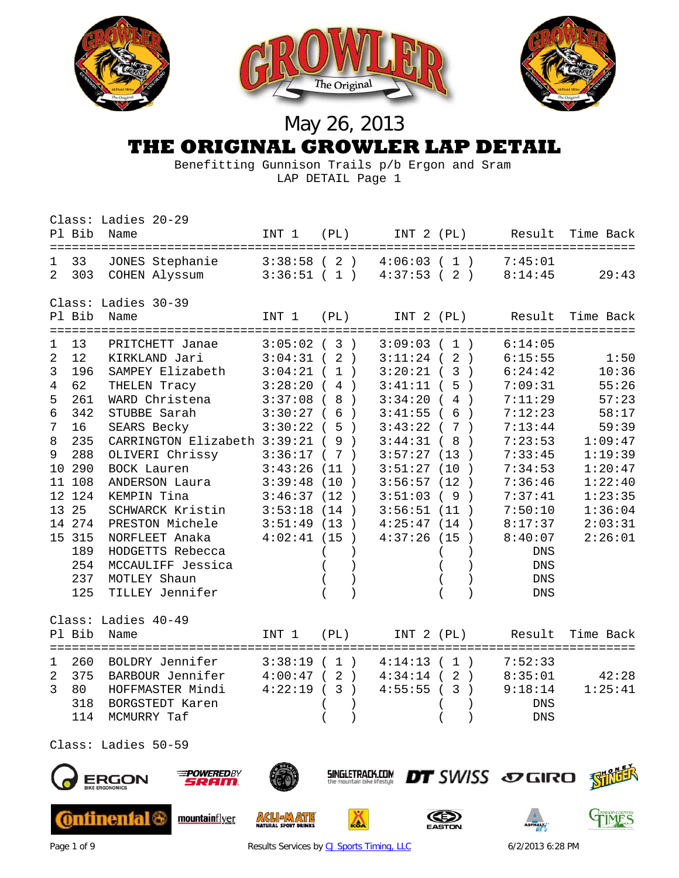May 26, 2013

# THE ORIGINAL GROWLER LAP DETAIL

Benefitting Gunnison Trails p/b Ergon and Sram

LAP DETAIL Page 1

**Class: Ladies 20-29**

| Pl | Bib | Name | INT 1 | (PL) | INT 2 | (PL) | Result | Time Back |
|---|---|---|---|---|---|---|---|---|
| 1 | 33 | JONES Stephanie | 3:38:58 | ( 2 ) | 4:06:03 | ( 1 ) | 7:45:01 | |
| 2 | 303 | COHEN Alyssum | 3:36:51 | ( 1 ) | 4:37:53 | ( 2 ) | 8:14:45 | 29:43 |

**Class: Ladies 30-39**

| Pl | Bib | Name | INT 1 | (PL) | INT 2 | (PL) | Result | Time Back |
|---|---|---|---|---|---|---|---|---|
| 1 | 13 | PRITCHETT Janae | 3:05:02 | ( 3 ) | 3:09:03 | ( 1 ) | 6:14:05 | |
| 2 | 12 | KIRKLAND Jari | 3:04:31 | ( 2 ) | 3:11:24 | ( 2 ) | 6:15:55 | 1:50 |
| 3 | 196 | SAMPEY Elizabeth | 3:04:21 | ( 1 ) | 3:20:21 | ( 3 ) | 6:24:42 | 10:36 |
| 4 | 62 | THELEN Tracy | 3:28:20 | ( 4 ) | 3:41:11 | ( 5 ) | 7:09:31 | 55:26 |
| 5 | 261 | WARD Christena | 3:37:08 | ( 8 ) | 3:34:20 | ( 4 ) | 7:11:29 | 57:23 |
| 6 | 342 | STUBBE Sarah | 3:30:27 | ( 6 ) | 3:41:55 | ( 6 ) | 7:12:23 | 58:17 |
| 7 | 16 | SEARS Becky | 3:30:22 | ( 5 ) | 3:43:22 | ( 7 ) | 7:13:44 | 59:39 |
| 8 | 235 | CARRINGTON Elizabeth | 3:39:21 | ( 9 ) | 3:44:31 | ( 8 ) | 7:23:53 | 1:09:47 |
| 9 | 288 | OLIVERI Chrissy | 3:36:17 | ( 7 ) | 3:57:27 | (13 ) | 7:33:45 | 1:19:39 |
| 10 | 290 | BOCK Lauren | 3:43:26 | (11 ) | 3:51:27 | (10 ) | 7:34:53 | 1:20:47 |
| 11 | 108 | ANDERSON Laura | 3:39:48 | (10 ) | 3:56:57 | (12 ) | 7:36:46 | 1:22:40 |
| 12 | 124 | KEMPIN Tina | 3:46:37 | (12 ) | 3:51:03 | ( 9 ) | 7:37:41 | 1:23:35 |
| 13 | 25 | SCHWARCK Kristin | 3:53:18 | (14 ) | 3:56:51 | (11 ) | 7:50:10 | 1:36:04 |
| 14 | 274 | PRESTON Michele | 3:51:49 | (13 ) | 4:25:47 | (14 ) | 8:17:37 | 2:03:31 |
| 15 | 315 | NORFLEET Anaka | 4:02:41 | (15 ) | 4:37:26 | (15 ) | 8:40:07 | 2:26:01 |
| | 189 | HODGETTS Rebecca | | ( ) | | ( ) | DNS | |
| | 254 | MCCAULIFF Jessica | | ( ) | | ( ) | DNS | |
| | 237 | MOTLEY Shaun | | ( ) | | ( ) | DNS | |
| | 125 | TILLEY Jennifer | | ( ) | | ( ) | DNS | |

**Class: Ladies 40-49**

| Pl | Bib | Name | INT 1 | (PL) | INT 2 | (PL) | Result | Time Back |
|---|---|---|---|---|---|---|---|---|
| 1 | 260 | BOLDRY Jennifer | 3:38:19 | ( 1 ) | 4:14:13 | ( 1 ) | 7:52:33 | |
| 2 | 375 | BARBOUR Jennifer | 4:00:47 | ( 2 ) | 4:34:14 | ( 2 ) | 8:35:01 | 42:28 |
| 3 | 80 | HOFFMASTER Mindi | 4:22:19 | ( 3 ) | 4:55:55 | ( 3 ) | 9:18:14 | 1:25:41 |
| | 318 | BORGSTEDT Karen | | ( ) | | ( ) | DNS | |
| | 114 | MCMURRY Taf | | ( ) | | ( ) | DNS | |

**Class: Ladies 50-59**

Results Services by CJ Sports Timing, LLC

6/2/2013 6:28 PM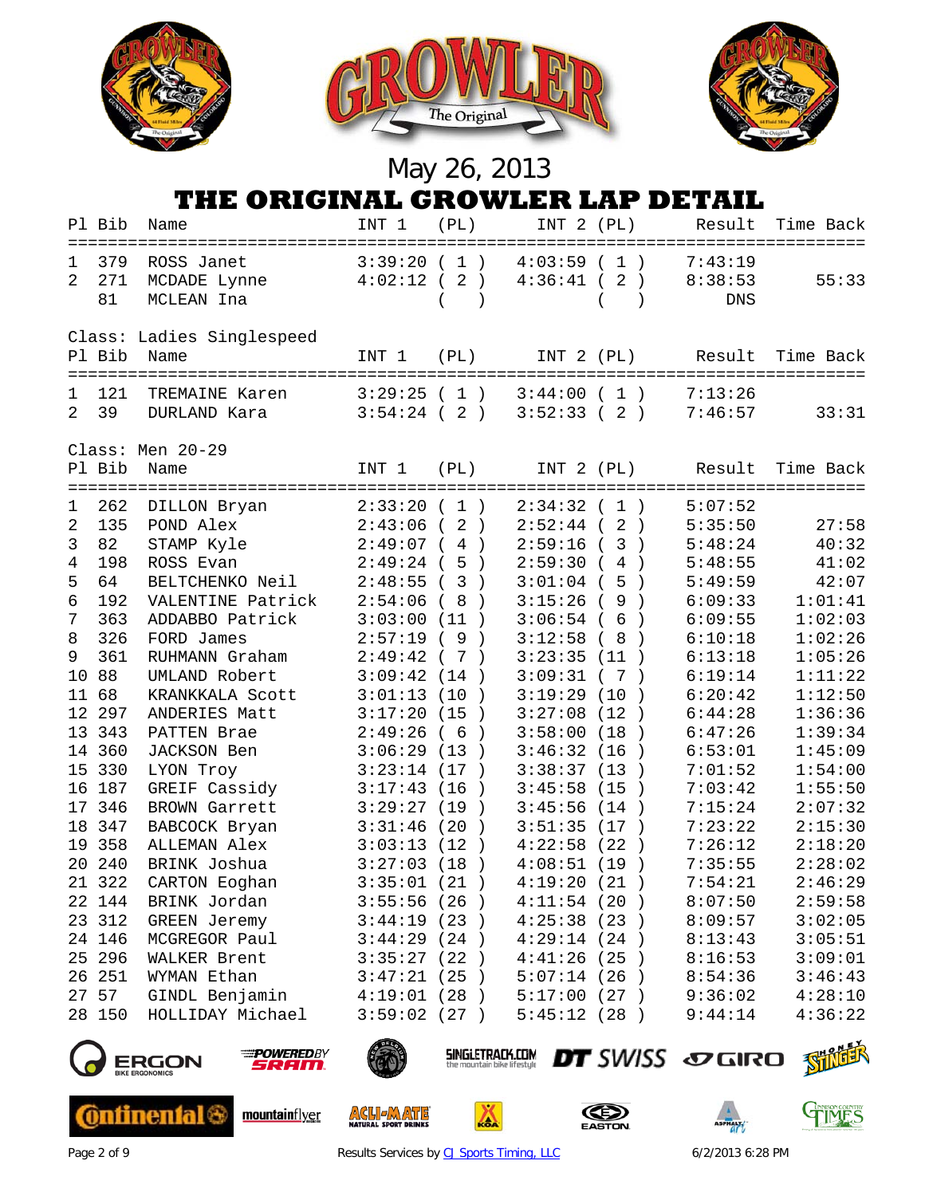May 26, 2013

# THE ORIGINAL GROWLER LAP DETAIL

| Pl | Bib | Name | INT 1 | (PL) | INT 2 | (PL) | Result | Time Back |
|---|---|---|---|---|---|---|---|---|
| 1 | 379 | ROSS Janet | 3:39:20 | ( 1 ) | 4:03:59 | ( 1 ) | 7:43:19 | |
| 2 | 271 | MCDADE Lynne | 4:02:12 | ( 2 ) | 4:36:41 | ( 2 ) | 8:38:53 | 55:33 |
| | 81 | MCLEAN Ina | | ( ) | | ( ) | DNS | |

Class: Ladies Singlespeed

| Pl | Bib | Name | INT 1 | (PL) | INT 2 | (PL) | Result | Time Back |
|---|---|---|---|---|---|---|---|---|
| 1 | 121 | TREMAINE Karen | 3:29:25 | ( 1 ) | 3:44:00 | ( 1 ) | 7:13:26 | |
| 2 | 39 | DURLAND Kara | 3:54:24 | ( 2 ) | 3:52:33 | ( 2 ) | 7:46:57 | 33:31 |

Class: Men 20-29

| Pl | Bib | Name | INT 1 | (PL) | INT 2 | (PL) | Result | Time Back |
|---|---|---|---|---|---|---|---|---|
| 1 | 262 | DILLON Bryan | 2:33:20 | ( 1 ) | 2:34:32 | ( 1 ) | 5:07:52 | |
| 2 | 135 | POND Alex | 2:43:06 | ( 2 ) | 2:52:44 | ( 2 ) | 5:35:50 | 27:58 |
| 3 | 82 | STAMP Kyle | 2:49:07 | ( 4 ) | 2:59:16 | ( 3 ) | 5:48:24 | 40:32 |
| 4 | 198 | ROSS Evan | 2:49:24 | ( 5 ) | 2:59:30 | ( 4 ) | 5:48:55 | 41:02 |
| 5 | 64 | BELTCHENKO Neil | 2:48:55 | ( 3 ) | 3:01:04 | ( 5 ) | 5:49:59 | 42:07 |
| 6 | 192 | VALENTINE Patrick | 2:54:06 | ( 8 ) | 3:15:26 | ( 9 ) | 6:09:33 | 1:01:41 |
| 7 | 363 | ADDABBO Patrick | 3:03:00 | (11 ) | 3:06:54 | ( 6 ) | 6:09:55 | 1:02:03 |
| 8 | 326 | FORD James | 2:57:19 | ( 9 ) | 3:12:58 | ( 8 ) | 6:10:18 | 1:02:26 |
| 9 | 361 | RUHMANN Graham | 2:49:42 | ( 7 ) | 3:23:35 | (11 ) | 6:13:18 | 1:05:26 |
| 10 | 88 | UMLAND Robert | 3:09:42 | (14 ) | 3:09:31 | ( 7 ) | 6:19:14 | 1:11:22 |
| 11 | 68 | KRANKKALA Scott | 3:01:13 | (10 ) | 3:19:29 | (10 ) | 6:20:42 | 1:12:50 |
| 12 | 297 | ANDERIES Matt | 3:17:20 | (15 ) | 3:27:08 | (12 ) | 6:44:28 | 1:36:36 |
| 13 | 343 | PATTEN Brae | 2:49:26 | ( 6 ) | 3:58:00 | (18 ) | 6:47:26 | 1:39:34 |
| 14 | 360 | JACKSON Ben | 3:06:29 | (13 ) | 3:46:32 | (16 ) | 6:53:01 | 1:45:09 |
| 15 | 330 | LYON Troy | 3:23:14 | (17 ) | 3:38:37 | (13 ) | 7:01:52 | 1:54:00 |
| 16 | 187 | GREIF Cassidy | 3:17:43 | (16 ) | 3:45:58 | (15 ) | 7:03:42 | 1:55:50 |
| 17 | 346 | BROWN Garrett | 3:29:27 | (19 ) | 3:45:56 | (14 ) | 7:15:24 | 2:07:32 |
| 18 | 347 | BABCOCK Bryan | 3:31:46 | (20 ) | 3:51:35 | (17 ) | 7:23:22 | 2:15:30 |
| 19 | 358 | ALLEMAN Alex | 3:03:13 | (12 ) | 4:22:58 | (22 ) | 7:26:12 | 2:18:20 |
| 20 | 240 | BRINK Joshua | 3:27:03 | (18 ) | 4:08:51 | (19 ) | 7:35:55 | 2:28:02 |
| 21 | 322 | CARTON Eoghan | 3:35:01 | (21 ) | 4:19:20 | (21 ) | 7:54:21 | 2:46:29 |
| 22 | 144 | BRINK Jordan | 3:55:56 | (26 ) | 4:11:54 | (20 ) | 8:07:50 | 2:59:58 |
| 23 | 312 | GREEN Jeremy | 3:44:19 | (23 ) | 4:25:38 | (23 ) | 8:09:57 | 3:02:05 |
| 24 | 146 | MCGREGOR Paul | 3:44:29 | (24 ) | 4:29:14 | (24 ) | 8:13:43 | 3:05:51 |
| 25 | 296 | WALKER Brent | 3:35:27 | (22 ) | 4:41:26 | (25 ) | 8:16:53 | 3:09:01 |
| 26 | 251 | WYMAN Ethan | 3:47:21 | (25 ) | 5:07:14 | (26 ) | 8:54:36 | 3:46:43 |
| 27 | 57 | GINDL Benjamin | 4:19:01 | (28 ) | 5:17:00 | (27 ) | 9:36:02 | 4:28:10 |
| 28 | 150 | HOLLIDAY Michael | 3:59:02 | (27 ) | 5:45:12 | (28 ) | 9:44:14 | 4:36:22 |

Results Services by CJ Sports Timing, LLC

6/2/2013 6:28 PM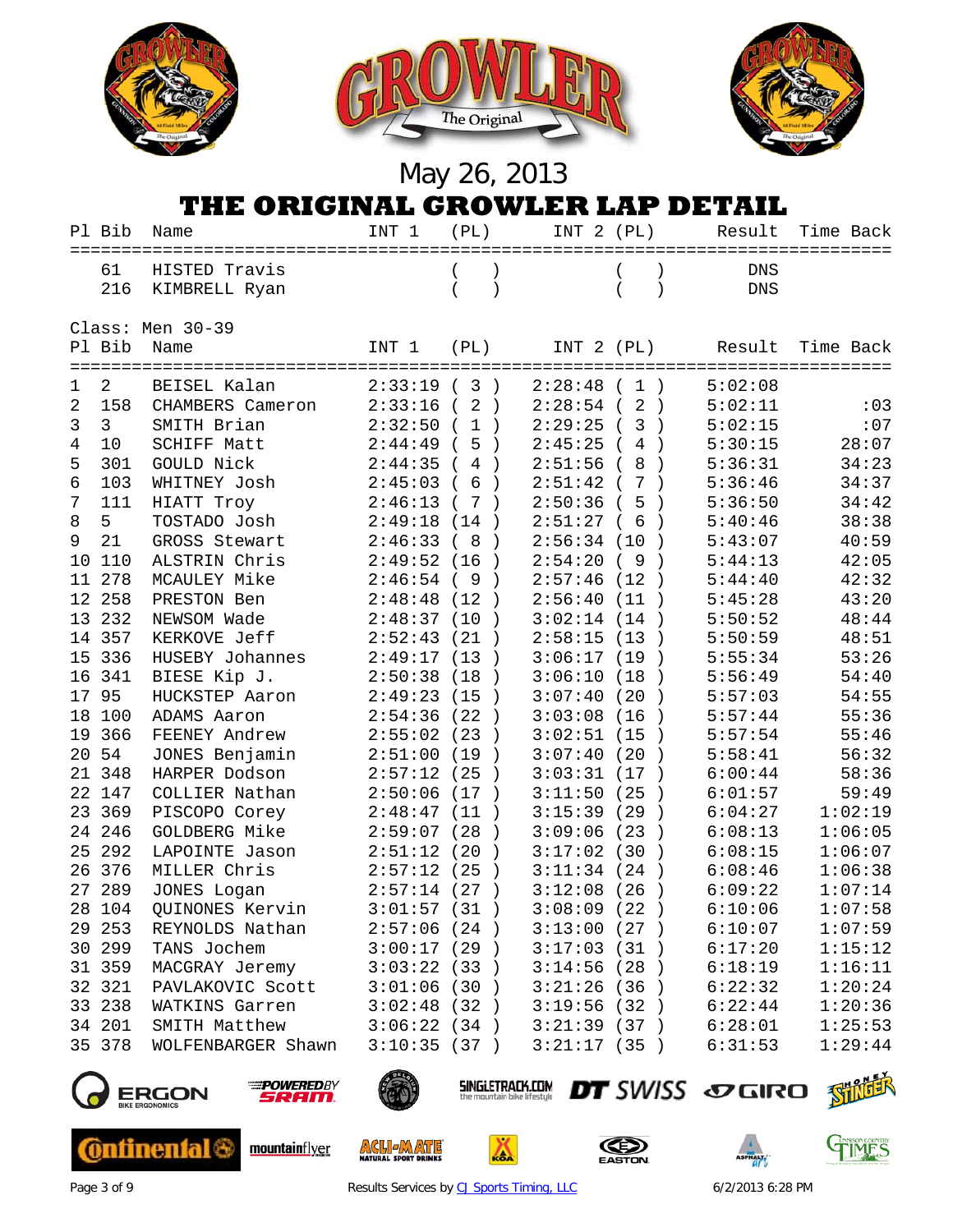May 26, 2013

# THE ORIGINAL GROWLER LAP DETAIL

| Pl | Bib | Name | INT 1 | (PL) | INT 2 | (PL) | Result | Time Back |
|---|---|---|---|---|---|---|---|---|
| | 61 | HISTED Travis | | ( ) | | ( ) | DNS | |
| | 216 | KIMBRELL Ryan | | ( ) | | ( ) | DNS | |

Class: Men 30-39

| Pl | Bib | Name | INT 1 | (PL) | INT 2 | (PL) | Result | Time Back |
|---|---|---|---|---|---|---|---|---|
| 1 | 2 | BEISEL Kalan | 2:33:19 | ( 3 ) | 2:28:48 | ( 1 ) | 5:02:08 | |
| 2 | 158 | CHAMBERS Cameron | 2:33:16 | ( 2 ) | 2:28:54 | ( 2 ) | 5:02:11 | :03 |
| 3 | 3 | SMITH Brian | 2:32:50 | ( 1 ) | 2:29:25 | ( 3 ) | 5:02:15 | :07 |
| 4 | 10 | SCHIFF Matt | 2:44:49 | ( 5 ) | 2:45:25 | ( 4 ) | 5:30:15 | 28:07 |
| 5 | 301 | GOULD Nick | 2:44:35 | ( 4 ) | 2:51:56 | ( 8 ) | 5:36:31 | 34:23 |
| 6 | 103 | WHITNEY Josh | 2:45:03 | ( 6 ) | 2:51:42 | ( 7 ) | 5:36:46 | 34:37 |
| 7 | 111 | HIATT Troy | 2:46:13 | ( 7 ) | 2:50:36 | ( 5 ) | 5:36:50 | 34:42 |
| 8 | 5 | TOSTADO Josh | 2:49:18 | (14 ) | 2:51:27 | ( 6 ) | 5:40:46 | 38:38 |
| 9 | 21 | GROSS Stewart | 2:46:33 | ( 8 ) | 2:56:34 | (10 ) | 5:43:07 | 40:59 |
| 10 | 110 | ALSTRIN Chris | 2:49:52 | (16 ) | 2:54:20 | ( 9 ) | 5:44:13 | 42:05 |
| 11 | 278 | MCAULEY Mike | 2:46:54 | ( 9 ) | 2:57:46 | (12 ) | 5:44:40 | 42:32 |
| 12 | 258 | PRESTON Ben | 2:48:48 | (12 ) | 2:56:40 | (11 ) | 5:45:28 | 43:20 |
| 13 | 232 | NEWSOM Wade | 2:48:37 | (10 ) | 3:02:14 | (14 ) | 5:50:52 | 48:44 |
| 14 | 357 | KERKOVE Jeff | 2:52:43 | (21 ) | 2:58:15 | (13 ) | 5:50:59 | 48:51 |
| 15 | 336 | HUSEBY Johannes | 2:49:17 | (13 ) | 3:06:17 | (19 ) | 5:55:34 | 53:26 |
| 16 | 341 | BIESE Kip J. | 2:50:38 | (18 ) | 3:06:10 | (18 ) | 5:56:49 | 54:40 |
| 17 | 95 | HUCKSTEP Aaron | 2:49:23 | (15 ) | 3:07:40 | (20 ) | 5:57:03 | 54:55 |
| 18 | 100 | ADAMS Aaron | 2:54:36 | (22 ) | 3:03:08 | (16 ) | 5:57:44 | 55:36 |
| 19 | 366 | FEENEY Andrew | 2:55:02 | (23 ) | 3:02:51 | (15 ) | 5:57:54 | 55:46 |
| 20 | 54 | JONES Benjamin | 2:51:00 | (19 ) | 3:07:40 | (20 ) | 5:58:41 | 56:32 |
| 21 | 348 | HARPER Dodson | 2:57:12 | (25 ) | 3:03:31 | (17 ) | 6:00:44 | 58:36 |
| 22 | 147 | COLLIER Nathan | 2:50:06 | (17 ) | 3:11:50 | (25 ) | 6:01:57 | 59:49 |
| 23 | 369 | PISCOPO Corey | 2:48:47 | (11 ) | 3:15:39 | (29 ) | 6:04:27 | 1:02:19 |
| 24 | 246 | GOLDBERG Mike | 2:59:07 | (28 ) | 3:09:06 | (23 ) | 6:08:13 | 1:06:05 |
| 25 | 292 | LAPOINTE Jason | 2:51:12 | (20 ) | 3:17:02 | (30 ) | 6:08:15 | 1:06:07 |
| 26 | 376 | MILLER Chris | 2:57:12 | (25 ) | 3:11:34 | (24 ) | 6:08:46 | 1:06:38 |
| 27 | 289 | JONES Logan | 2:57:14 | (27 ) | 3:12:08 | (26 ) | 6:09:22 | 1:07:14 |
| 28 | 104 | QUINONES Kervin | 3:01:57 | (31 ) | 3:08:09 | (22 ) | 6:10:06 | 1:07:58 |
| 29 | 253 | REYNOLDS Nathan | 2:57:06 | (24 ) | 3:13:00 | (27 ) | 6:10:07 | 1:07:59 |
| 30 | 299 | TANS Jochem | 3:00:17 | (29 ) | 3:17:03 | (31 ) | 6:17:20 | 1:15:12 |
| 31 | 359 | MACGRAY Jeremy | 3:03:22 | (33 ) | 3:14:56 | (28 ) | 6:18:19 | 1:16:11 |
| 32 | 321 | PAVLAKOVIC Scott | 3:01:06 | (30 ) | 3:21:26 | (36 ) | 6:22:32 | 1:20:24 |
| 33 | 238 | WATKINS Garren | 3:02:48 | (32 ) | 3:19:56 | (32 ) | 6:22:44 | 1:20:36 |
| 34 | 201 | SMITH Matthew | 3:06:22 | (34 ) | 3:21:39 | (37 ) | 6:28:01 | 1:25:53 |
| 35 | 378 | WOLFENBARGER Shawn | 3:10:35 | (37 ) | 3:21:17 | (35 ) | 6:31:53 | 1:29:44 |

Results Services by CJ Sports Timing, LLC 6/2/2013 6:28 PM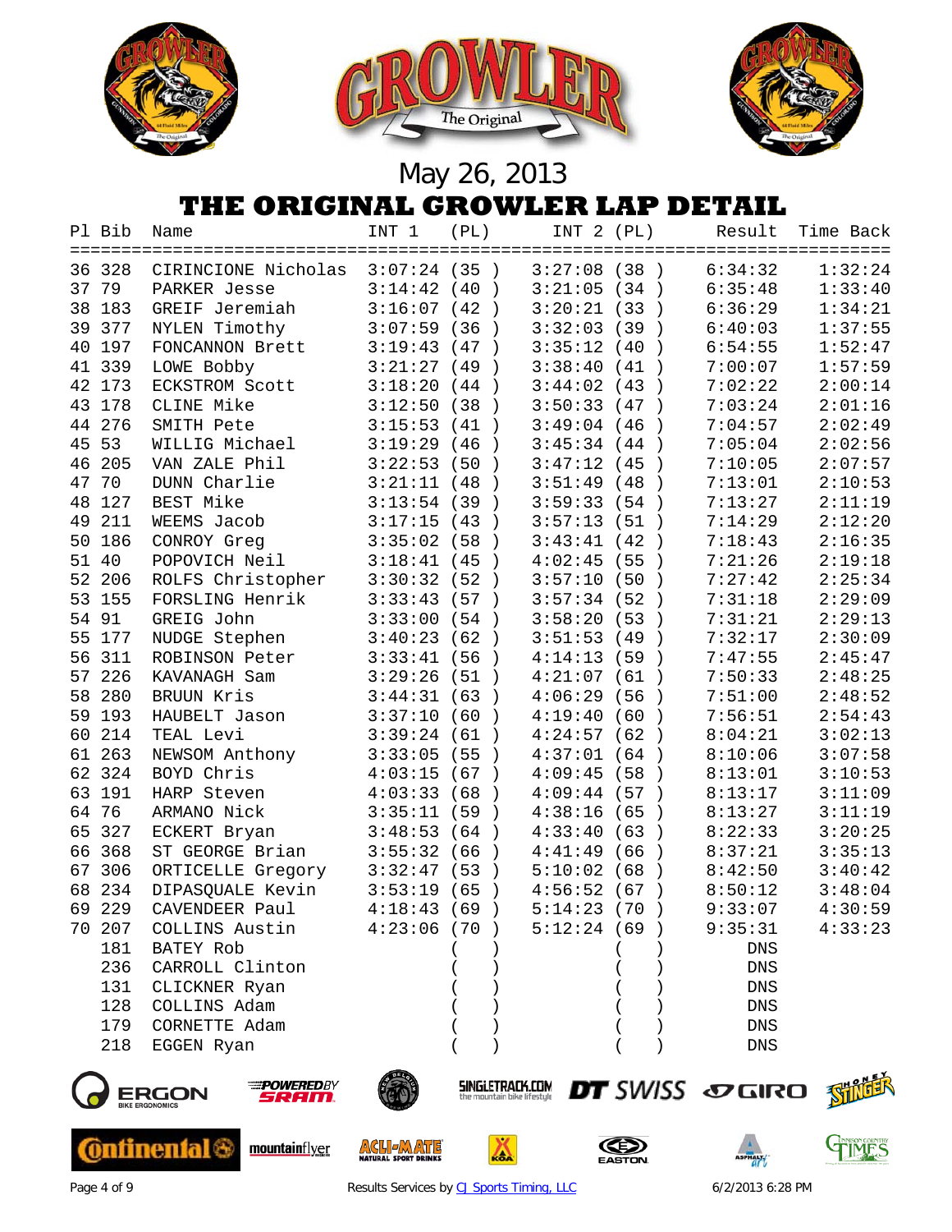May 26, 2013

# THE ORIGINAL GROWLER LAP DETAIL

| Pl | Bib | Name | INT 1 | (PL) | INT 2 | (PL) | Result | Time Back |
|---|---|---|---|---|---|---|---|---|
| 36 | 328 | CIRINCIONE Nicholas | 3:07:24 | (35 ) | 3:27:08 | (38 ) | 6:34:32 | 1:32:24 |
| 37 | 79 | PARKER Jesse | 3:14:42 | (40 ) | 3:21:05 | (34 ) | 6:35:48 | 1:33:40 |
| 38 | 183 | GREIF Jeremiah | 3:16:07 | (42 ) | 3:20:21 | (33 ) | 6:36:29 | 1:34:21 |
| 39 | 377 | NYLEN Timothy | 3:07:59 | (36 ) | 3:32:03 | (39 ) | 6:40:03 | 1:37:55 |
| 40 | 197 | FONCANNON Brett | 3:19:43 | (47 ) | 3:35:12 | (40 ) | 6:54:55 | 1:52:47 |
| 41 | 339 | LOWE Bobby | 3:21:27 | (49 ) | 3:38:40 | (41 ) | 7:00:07 | 1:57:59 |
| 42 | 173 | ECKSTROM Scott | 3:18:20 | (44 ) | 3:44:02 | (43 ) | 7:02:22 | 2:00:14 |
| 43 | 178 | CLINE Mike | 3:12:50 | (38 ) | 3:50:33 | (47 ) | 7:03:24 | 2:01:16 |
| 44 | 276 | SMITH Pete | 3:15:53 | (41 ) | 3:49:04 | (46 ) | 7:04:57 | 2:02:49 |
| 45 | 53 | WILLIG Michael | 3:19:29 | (46 ) | 3:45:34 | (44 ) | 7:05:04 | 2:02:56 |
| 46 | 205 | VAN ZALE Phil | 3:22:53 | (50 ) | 3:47:12 | (45 ) | 7:10:05 | 2:07:57 |
| 47 | 70 | DUNN Charlie | 3:21:11 | (48 ) | 3:51:49 | (48 ) | 7:13:01 | 2:10:53 |
| 48 | 127 | BEST Mike | 3:13:54 | (39 ) | 3:59:33 | (54 ) | 7:13:27 | 2:11:19 |
| 49 | 211 | WEEMS Jacob | 3:17:15 | (43 ) | 3:57:13 | (51 ) | 7:14:29 | 2:12:20 |
| 50 | 186 | CONROY Greg | 3:35:02 | (58 ) | 3:43:41 | (42 ) | 7:18:43 | 2:16:35 |
| 51 | 40 | POPOVICH Neil | 3:18:41 | (45 ) | 4:02:45 | (55 ) | 7:21:26 | 2:19:18 |
| 52 | 206 | ROLFS Christopher | 3:30:32 | (52 ) | 3:57:10 | (50 ) | 7:27:42 | 2:25:34 |
| 53 | 155 | FORSLING Henrik | 3:33:43 | (57 ) | 3:57:34 | (52 ) | 7:31:18 | 2:29:09 |
| 54 | 91 | GREIG John | 3:33:00 | (54 ) | 3:58:20 | (53 ) | 7:31:21 | 2:29:13 |
| 55 | 177 | NUDGE Stephen | 3:40:23 | (62 ) | 3:51:53 | (49 ) | 7:32:17 | 2:30:09 |
| 56 | 311 | ROBINSON Peter | 3:33:41 | (56 ) | 4:14:13 | (59 ) | 7:47:55 | 2:45:47 |
| 57 | 226 | KAVANAGH Sam | 3:29:26 | (51 ) | 4:21:07 | (61 ) | 7:50:33 | 2:48:25 |
| 58 | 280 | BRUUN Kris | 3:44:31 | (63 ) | 4:06:29 | (56 ) | 7:51:00 | 2:48:52 |
| 59 | 193 | HAUBELT Jason | 3:37:10 | (60 ) | 4:19:40 | (60 ) | 7:56:51 | 2:54:43 |
| 60 | 214 | TEAL Levi | 3:39:24 | (61 ) | 4:24:57 | (62 ) | 8:04:21 | 3:02:13 |
| 61 | 263 | NEWSOM Anthony | 3:33:05 | (55 ) | 4:37:01 | (64 ) | 8:10:06 | 3:07:58 |
| 62 | 324 | BOYD Chris | 4:03:15 | (67 ) | 4:09:45 | (58 ) | 8:13:01 | 3:10:53 |
| 63 | 191 | HARP Steven | 4:03:33 | (68 ) | 4:09:44 | (57 ) | 8:13:17 | 3:11:09 |
| 64 | 76 | ARMANO Nick | 3:35:11 | (59 ) | 4:38:16 | (65 ) | 8:13:27 | 3:11:19 |
| 65 | 327 | ECKERT Bryan | 3:48:53 | (64 ) | 4:33:40 | (63 ) | 8:22:33 | 3:20:25 |
| 66 | 368 | ST GEORGE Brian | 3:55:32 | (66 ) | 4:41:49 | (66 ) | 8:37:21 | 3:35:13 |
| 67 | 306 | ORTICELLE Gregory | 3:32:47 | (53 ) | 5:10:02 | (68 ) | 8:42:50 | 3:40:42 |
| 68 | 234 | DIPASQUALE Kevin | 3:53:19 | (65 ) | 4:56:52 | (67 ) | 8:50:12 | 3:48:04 |
| 69 | 229 | CAVENDEER Paul | 4:18:43 | (69 ) | 5:14:23 | (70 ) | 9:33:07 | 4:30:59 |
| 70 | 207 | COLLINS Austin | 4:23:06 | (70 ) | 5:12:24 | (69 ) | 9:35:31 | 4:33:23 |
| | 181 | BATEY Rob | | ( ) | | ( ) | DNS | |
| | 236 | CARROLL Clinton | | ( ) | | ( ) | DNS | |
| | 131 | CLICKNER Ryan | | ( ) | | ( ) | DNS | |
| | 128 | COLLINS Adam | | ( ) | | ( ) | DNS | |
| | 179 | CORNETTE Adam | | ( ) | | ( ) | DNS | |
| | 218 | EGGEN Ryan | | ( ) | | ( ) | DNS | |

Results Services by CJ Sports Timing, LLC

6/2/2013 6:28 PM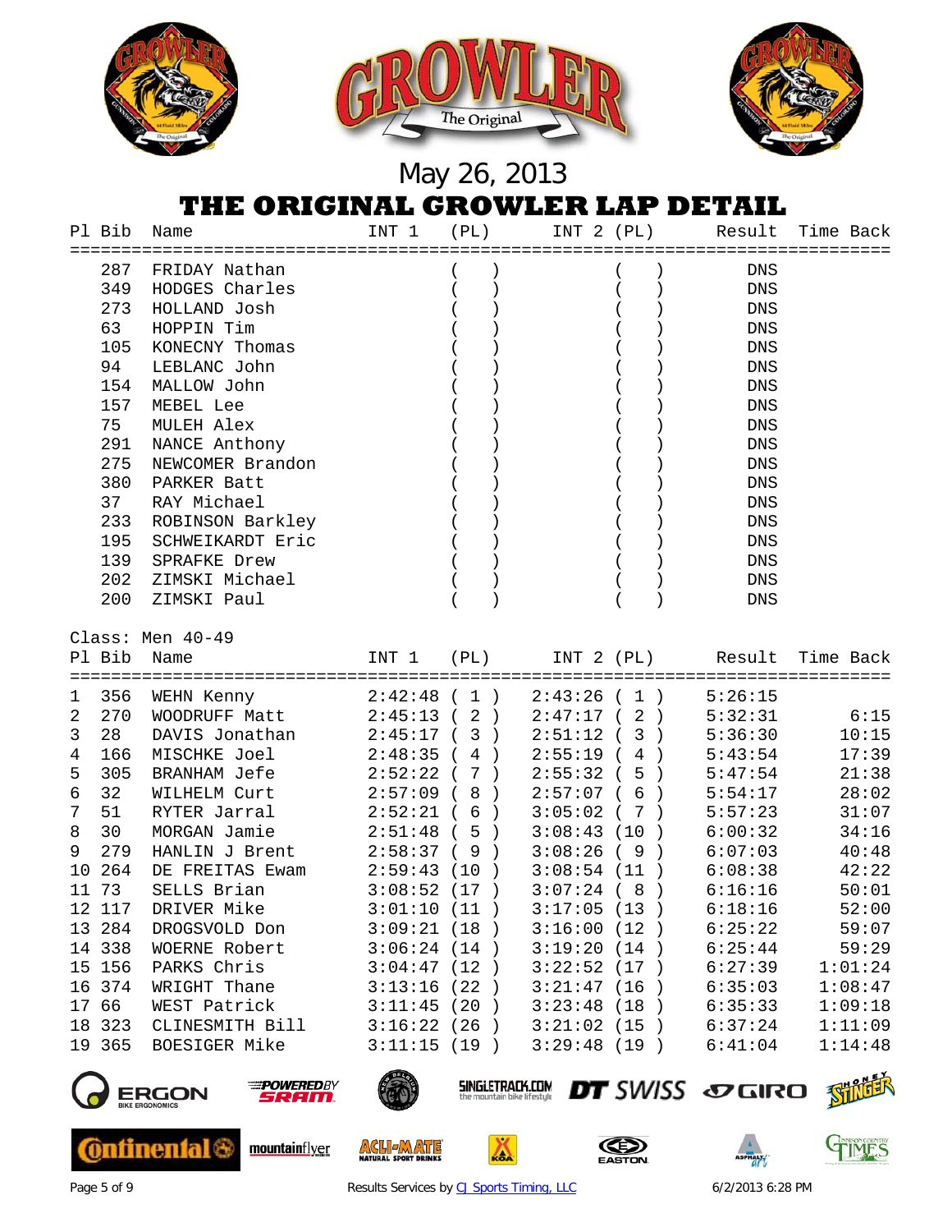May 26, 2013

# THE ORIGINAL GROWLER LAP DETAIL

| Pl | Bib | Name | INT 1 | (PL) | INT 2 | (PL) | Result | Time Back |
|---|---|---|---|---|---|---|---|---|
| | 287 | FRIDAY Nathan | | ( ) | | ( ) | DNS | |
| | 349 | HODGES Charles | | ( ) | | ( ) | DNS | |
| | 273 | HOLLAND Josh | | ( ) | | ( ) | DNS | |
| | 63 | HOPPIN Tim | | ( ) | | ( ) | DNS | |
| | 105 | KONECNY Thomas | | ( ) | | ( ) | DNS | |
| | 94 | LEBLANC John | | ( ) | | ( ) | DNS | |
| | 154 | MALLOW John | | ( ) | | ( ) | DNS | |
| | 157 | MEBEL Lee | | ( ) | | ( ) | DNS | |
| | 75 | MULEH Alex | | ( ) | | ( ) | DNS | |
| | 291 | NANCE Anthony | | ( ) | | ( ) | DNS | |
| | 275 | NEWCOMER Brandon | | ( ) | | ( ) | DNS | |
| | 380 | PARKER Batt | | ( ) | | ( ) | DNS | |
| | 37 | RAY Michael | | ( ) | | ( ) | DNS | |
| | 233 | ROBINSON Barkley | | ( ) | | ( ) | DNS | |
| | 195 | SCHWEIKARDT Eric | | ( ) | | ( ) | DNS | |
| | 139 | SPRAFKE Drew | | ( ) | | ( ) | DNS | |
| | 202 | ZIMSKI Michael | | ( ) | | ( ) | DNS | |
| | 200 | ZIMSKI Paul | | ( ) | | ( ) | DNS | |

Class: Men 40-49

| Pl | Bib | Name | INT 1 | (PL) | INT 2 | (PL) | Result | Time Back |
|---|---|---|---|---|---|---|---|---|
| 1 | 356 | WEHN Kenny | 2:42:48 | ( 1 ) | 2:43:26 | ( 1 ) | 5:26:15 | |
| 2 | 270 | WOODRUFF Matt | 2:45:13 | ( 2 ) | 2:47:17 | ( 2 ) | 5:32:31 | 6:15 |
| 3 | 28 | DAVIS Jonathan | 2:45:17 | ( 3 ) | 2:51:12 | ( 3 ) | 5:36:30 | 10:15 |
| 4 | 166 | MISCHKE Joel | 2:48:35 | ( 4 ) | 2:55:19 | ( 4 ) | 5:43:54 | 17:39 |
| 5 | 305 | BRANHAM Jefe | 2:52:22 | ( 7 ) | 2:55:32 | ( 5 ) | 5:47:54 | 21:38 |
| 6 | 32 | WILHELM Curt | 2:57:09 | ( 8 ) | 2:57:07 | ( 6 ) | 5:54:17 | 28:02 |
| 7 | 51 | RYTER Jarral | 2:52:21 | ( 6 ) | 3:05:02 | ( 7 ) | 5:57:23 | 31:07 |
| 8 | 30 | MORGAN Jamie | 2:51:48 | ( 5 ) | 3:08:43 | (10 ) | 6:00:32 | 34:16 |
| 9 | 279 | HANLIN J Brent | 2:58:37 | ( 9 ) | 3:08:26 | ( 9 ) | 6:07:03 | 40:48 |
| 10 | 264 | DE FREITAS Ewam | 2:59:43 | (10 ) | 3:08:54 | (11 ) | 6:08:38 | 42:22 |
| 11 | 73 | SELLS Brian | 3:08:52 | (17 ) | 3:07:24 | ( 8 ) | 6:16:16 | 50:01 |
| 12 | 117 | DRIVER Mike | 3:01:10 | (11 ) | 3:17:05 | (13 ) | 6:18:16 | 52:00 |
| 13 | 284 | DROGSVOLD Don | 3:09:21 | (18 ) | 3:16:00 | (12 ) | 6:25:22 | 59:07 |
| 14 | 338 | WOERNE Robert | 3:06:24 | (14 ) | 3:19:20 | (14 ) | 6:25:44 | 59:29 |
| 15 | 156 | PARKS Chris | 3:04:47 | (12 ) | 3:22:52 | (17 ) | 6:27:39 | 1:01:24 |
| 16 | 374 | WRIGHT Thane | 3:13:16 | (22 ) | 3:21:47 | (16 ) | 6:35:03 | 1:08:47 |
| 17 | 66 | WEST Patrick | 3:11:45 | (20 ) | 3:23:48 | (18 ) | 6:35:33 | 1:09:18 |
| 18 | 323 | CLINESMITH Bill | 3:16:22 | (26 ) | 3:21:02 | (15 ) | 6:37:24 | 1:11:09 |
| 19 | 365 | BOESIGER Mike | 3:11:15 | (19 ) | 3:29:48 | (19 ) | 6:41:04 | 1:14:48 |

Results Services by CJ Sports Timing, LLC    6/2/2013 6:28 PM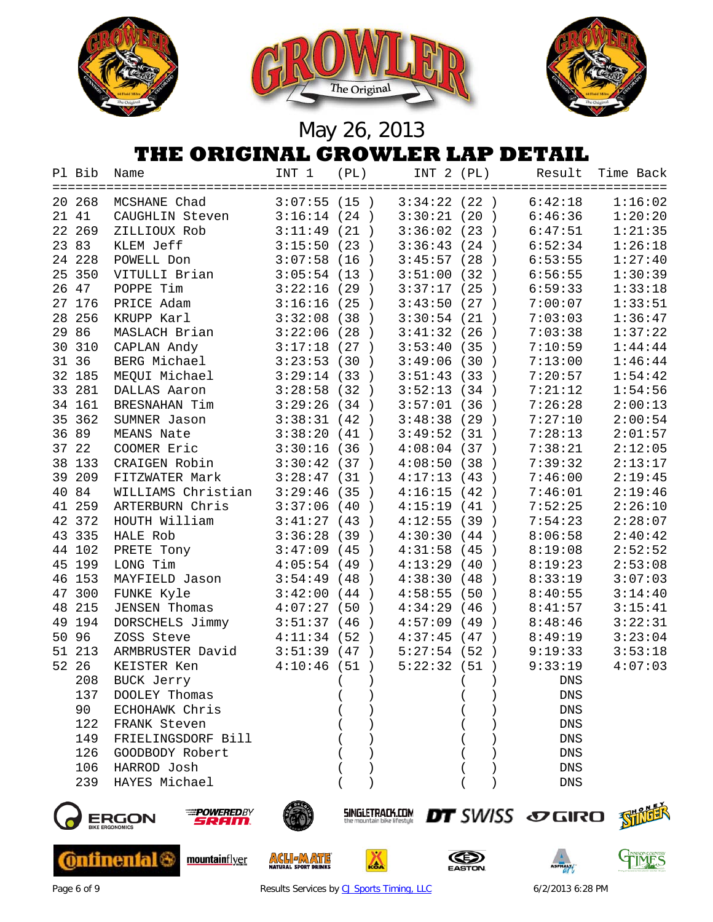May 26, 2013

# THE ORIGINAL GROWLER LAP DETAIL

| Pl | Bib | Name | INT 1 | (PL) | INT 2 | (PL) | Result | Time Back |
|---|---|---|---|---|---|---|---|---|
| 20 | 268 | MCSHANE Chad | 3:07:55 | (15 ) | 3:34:22 | (22 ) | 6:42:18 | 1:16:02 |
| 21 | 41 | CAUGHLIN Steven | 3:16:14 | (24 ) | 3:30:21 | (20 ) | 6:46:36 | 1:20:20 |
| 22 | 269 | ZILLIOUX Rob | 3:11:49 | (21 ) | 3:36:02 | (23 ) | 6:47:51 | 1:21:35 |
| 23 | 83 | KLEM Jeff | 3:15:50 | (23 ) | 3:36:43 | (24 ) | 6:52:34 | 1:26:18 |
| 24 | 228 | POWELL Don | 3:07:58 | (16 ) | 3:45:57 | (28 ) | 6:53:55 | 1:27:40 |
| 25 | 350 | VITULLI Brian | 3:05:54 | (13 ) | 3:51:00 | (32 ) | 6:56:55 | 1:30:39 |
| 26 | 47 | POPPE Tim | 3:22:16 | (29 ) | 3:37:17 | (25 ) | 6:59:33 | 1:33:18 |
| 27 | 176 | PRICE Adam | 3:16:16 | (25 ) | 3:43:50 | (27 ) | 7:00:07 | 1:33:51 |
| 28 | 256 | KRUPP Karl | 3:32:08 | (38 ) | 3:30:54 | (21 ) | 7:03:03 | 1:36:47 |
| 29 | 86 | MASLACH Brian | 3:22:06 | (28 ) | 3:41:32 | (26 ) | 7:03:38 | 1:37:22 |
| 30 | 310 | CAPLAN Andy | 3:17:18 | (27 ) | 3:53:40 | (35 ) | 7:10:59 | 1:44:44 |
| 31 | 36 | BERG Michael | 3:23:53 | (30 ) | 3:49:06 | (30 ) | 7:13:00 | 1:46:44 |
| 32 | 185 | MEQUI Michael | 3:29:14 | (33 ) | 3:51:43 | (33 ) | 7:20:57 | 1:54:42 |
| 33 | 281 | DALLAS Aaron | 3:28:58 | (32 ) | 3:52:13 | (34 ) | 7:21:12 | 1:54:56 |
| 34 | 161 | BRESNAHAN Tim | 3:29:26 | (34 ) | 3:57:01 | (36 ) | 7:26:28 | 2:00:13 |
| 35 | 362 | SUMNER Jason | 3:38:31 | (42 ) | 3:48:38 | (29 ) | 7:27:10 | 2:00:54 |
| 36 | 89 | MEANS Nate | 3:38:20 | (41 ) | 3:49:52 | (31 ) | 7:28:13 | 2:01:57 |
| 37 | 22 | COOMER Eric | 3:30:16 | (36 ) | 4:08:04 | (37 ) | 7:38:21 | 2:12:05 |
| 38 | 133 | CRAIGEN Robin | 3:30:42 | (37 ) | 4:08:50 | (38 ) | 7:39:32 | 2:13:17 |
| 39 | 209 | FITZWATER Mark | 3:28:47 | (31 ) | 4:17:13 | (43 ) | 7:46:00 | 2:19:45 |
| 40 | 84 | WILLIAMS Christian | 3:29:46 | (35 ) | 4:16:15 | (42 ) | 7:46:01 | 2:19:46 |
| 41 | 259 | ARTERBURN Chris | 3:37:06 | (40 ) | 4:15:19 | (41 ) | 7:52:25 | 2:26:10 |
| 42 | 372 | HOUTH William | 3:41:27 | (43 ) | 4:12:55 | (39 ) | 7:54:23 | 2:28:07 |
| 43 | 335 | HALE Rob | 3:36:28 | (39 ) | 4:30:30 | (44 ) | 8:06:58 | 2:40:42 |
| 44 | 102 | PRETE Tony | 3:47:09 | (45 ) | 4:31:58 | (45 ) | 8:19:08 | 2:52:52 |
| 45 | 199 | LONG Tim | 4:05:54 | (49 ) | 4:13:29 | (40 ) | 8:19:23 | 2:53:08 |
| 46 | 153 | MAYFIELD Jason | 3:54:49 | (48 ) | 4:38:30 | (48 ) | 8:33:19 | 3:07:03 |
| 47 | 300 | FUNKE Kyle | 3:42:00 | (44 ) | 4:58:55 | (50 ) | 8:40:55 | 3:14:40 |
| 48 | 215 | JENSEN Thomas | 4:07:27 | (50 ) | 4:34:29 | (46 ) | 8:41:57 | 3:15:41 |
| 49 | 194 | DORSCHELS Jimmy | 3:51:37 | (46 ) | 4:57:09 | (49 ) | 8:48:46 | 3:22:31 |
| 50 | 96 | ZOSS Steve | 4:11:34 | (52 ) | 4:37:45 | (47 ) | 8:49:19 | 3:23:04 |
| 51 | 213 | ARMBRUSTER David | 3:51:39 | (47 ) | 5:27:54 | (52 ) | 9:19:33 | 3:53:18 |
| 52 | 26 | KEISTER Ken | 4:10:46 | (51 ) | 5:22:32 | (51 ) | 9:33:19 | 4:07:03 |
| | 208 | BUCK Jerry | | ( ) | | ( ) | DNS | |
| | 137 | DOOLEY Thomas | | ( ) | | ( ) | DNS | |
| | 90 | ECHOHAWK Chris | | ( ) | | ( ) | DNS | |
| | 122 | FRANK Steven | | ( ) | | ( ) | DNS | |
| | 149 | FRIELINGSDORF Bill | | ( ) | | ( ) | DNS | |
| | 126 | GOODBODY Robert | | ( ) | | ( ) | DNS | |
| | 106 | HARROD Josh | | ( ) | | ( ) | DNS | |
| | 239 | HAYES Michael | | ( ) | | ( ) | DNS | |

Results Services by CJ Sports Timing, LLC — 6/2/2013 6:28 PM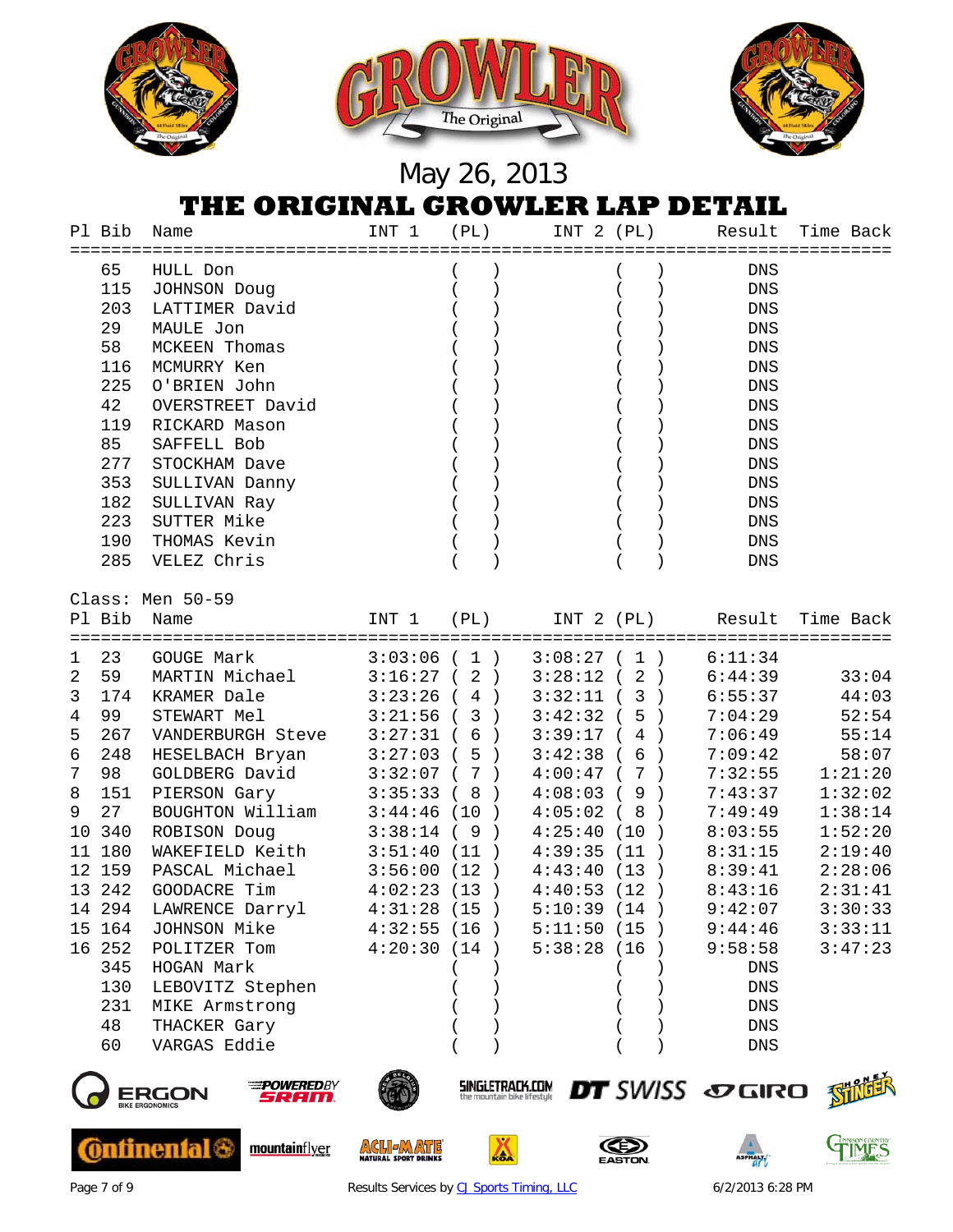May 26, 2013

# THE ORIGINAL GROWLER LAP DETAIL

| Pl | Bib | Name | INT 1 | (PL) | INT 2 | (PL) | Result | Time Back |
|---|---|---|---|---|---|---|---|---|
| | 65 | HULL Don | | ( ) | | ( ) | DNS | |
| | 115 | JOHNSON Doug | | ( ) | | ( ) | DNS | |
| | 203 | LATTIMER David | | ( ) | | ( ) | DNS | |
| | 29 | MAULE Jon | | ( ) | | ( ) | DNS | |
| | 58 | MCKEEN Thomas | | ( ) | | ( ) | DNS | |
| | 116 | MCMURRY Ken | | ( ) | | ( ) | DNS | |
| | 225 | O'BRIEN John | | ( ) | | ( ) | DNS | |
| | 42 | OVERSTREET David | | ( ) | | ( ) | DNS | |
| | 119 | RICKARD Mason | | ( ) | | ( ) | DNS | |
| | 85 | SAFFELL Bob | | ( ) | | ( ) | DNS | |
| | 277 | STOCKHAM Dave | | ( ) | | ( ) | DNS | |
| | 353 | SULLIVAN Danny | | ( ) | | ( ) | DNS | |
| | 182 | SULLIVAN Ray | | ( ) | | ( ) | DNS | |
| | 223 | SUTTER Mike | | ( ) | | ( ) | DNS | |
| | 190 | THOMAS Kevin | | ( ) | | ( ) | DNS | |
| | 285 | VELEZ Chris | | ( ) | | ( ) | DNS | |

Class: Men 50-59

| Pl | Bib | Name | INT 1 | (PL) | INT 2 | (PL) | Result | Time Back |
|---|---|---|---|---|---|---|---|---|
| 1 | 23 | GOUGE Mark | 3:03:06 | ( 1 ) | 3:08:27 | ( 1 ) | 6:11:34 | |
| 2 | 59 | MARTIN Michael | 3:16:27 | ( 2 ) | 3:28:12 | ( 2 ) | 6:44:39 | 33:04 |
| 3 | 174 | KRAMER Dale | 3:23:26 | ( 4 ) | 3:32:11 | ( 3 ) | 6:55:37 | 44:03 |
| 4 | 99 | STEWART Mel | 3:21:56 | ( 3 ) | 3:42:32 | ( 5 ) | 7:04:29 | 52:54 |
| 5 | 267 | VANDERBURGH Steve | 3:27:31 | ( 6 ) | 3:39:17 | ( 4 ) | 7:06:49 | 55:14 |
| 6 | 248 | HESELBACH Bryan | 3:27:03 | ( 5 ) | 3:42:38 | ( 6 ) | 7:09:42 | 58:07 |
| 7 | 98 | GOLDBERG David | 3:32:07 | ( 7 ) | 4:00:47 | ( 7 ) | 7:32:55 | 1:21:20 |
| 8 | 151 | PIERSON Gary | 3:35:33 | ( 8 ) | 4:08:03 | ( 9 ) | 7:43:37 | 1:32:02 |
| 9 | 27 | BOUGHTON William | 3:44:46 | (10 ) | 4:05:02 | ( 8 ) | 7:49:49 | 1:38:14 |
| 10 | 340 | ROBISON Doug | 3:38:14 | ( 9 ) | 4:25:40 | (10 ) | 8:03:55 | 1:52:20 |
| 11 | 180 | WAKEFIELD Keith | 3:51:40 | (11 ) | 4:39:35 | (11 ) | 8:31:15 | 2:19:40 |
| 12 | 159 | PASCAL Michael | 3:56:00 | (12 ) | 4:43:40 | (13 ) | 8:39:41 | 2:28:06 |
| 13 | 242 | GOODACRE Tim | 4:02:23 | (13 ) | 4:40:53 | (12 ) | 8:43:16 | 2:31:41 |
| 14 | 294 | LAWRENCE Darryl | 4:31:28 | (15 ) | 5:10:39 | (14 ) | 9:42:07 | 3:30:33 |
| 15 | 164 | JOHNSON Mike | 4:32:55 | (16 ) | 5:11:50 | (15 ) | 9:44:46 | 3:33:11 |
| 16 | 252 | POLITZER Tom | 4:20:30 | (14 ) | 5:38:28 | (16 ) | 9:58:58 | 3:47:23 |
| | 345 | HOGAN Mark | | ( ) | | ( ) | DNS | |
| | 130 | LEBOVITZ Stephen | | ( ) | | ( ) | DNS | |
| | 231 | MIKE Armstrong | | ( ) | | ( ) | DNS | |
| | 48 | THACKER Gary | | ( ) | | ( ) | DNS | |
| | 60 | VARGAS Eddie | | ( ) | | ( ) | DNS | |

Results Services by CJ Sports Timing, LLC

6/2/2013 6:28 PM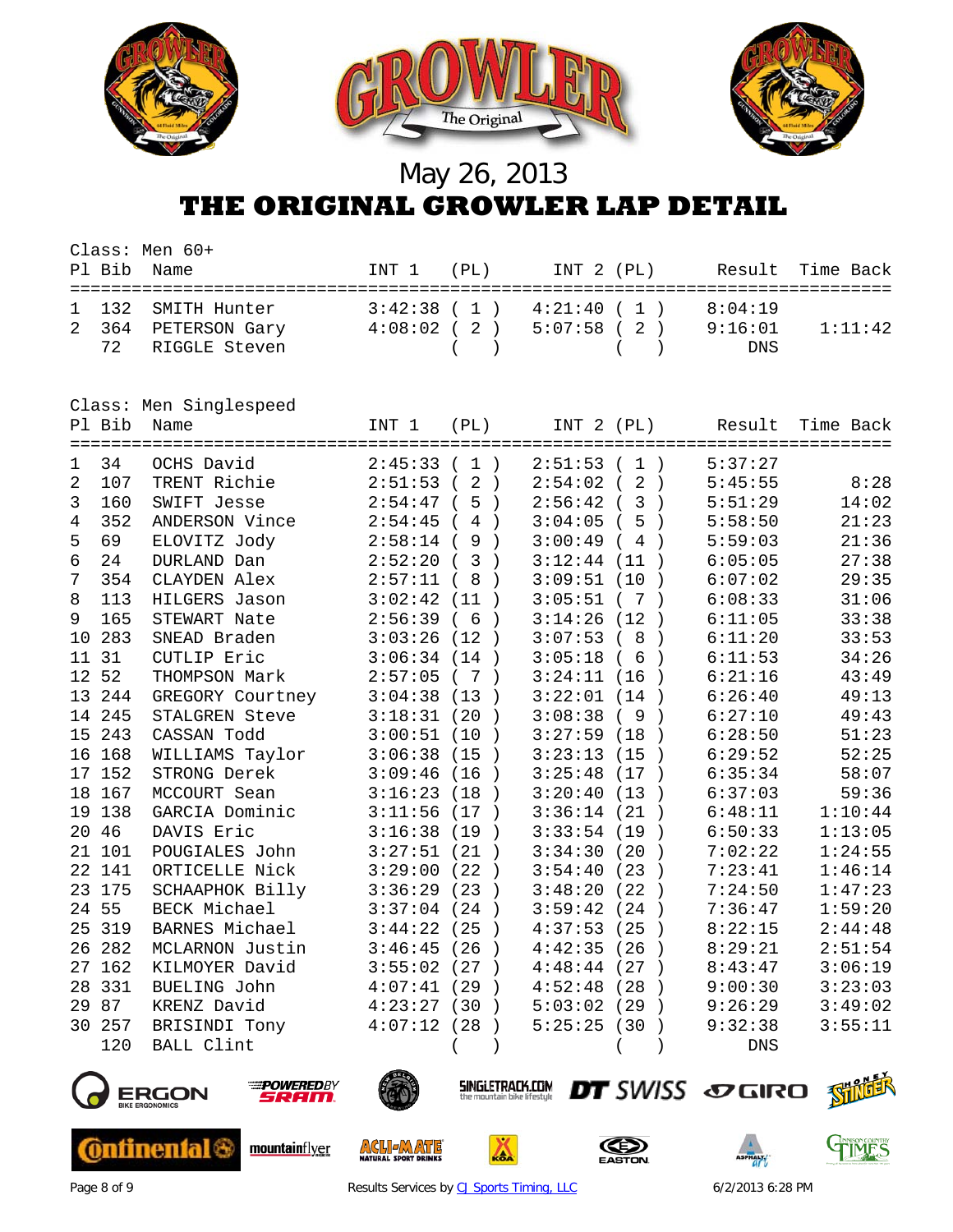May 26, 2013

# THE ORIGINAL GROWLER LAP DETAIL

Class: Men 60+

| Pl | Bib | Name | INT 1 | (PL) | INT 2 | (PL) | Result | Time Back |
|---|---|---|---|---|---|---|---|---|
| 1 | 132 | SMITH Hunter | 3:42:38 | ( 1 ) | 4:21:40 | ( 1 ) | 8:04:19 | |
| 2 | 364 | PETERSON Gary | 4:08:02 | ( 2 ) | 5:07:58 | ( 2 ) | 9:16:01 | 1:11:42 |
| | 72 | RIGGLE Steven | | ( ) | | ( ) | DNS | |

Class: Men Singlespeed

| Pl | Bib | Name | INT 1 | (PL) | INT 2 | (PL) | Result | Time Back |
|---|---|---|---|---|---|---|---|---|
| 1 | 34 | OCHS David | 2:45:33 | ( 1 ) | 2:51:53 | ( 1 ) | 5:37:27 | |
| 2 | 107 | TRENT Richie | 2:51:53 | ( 2 ) | 2:54:02 | ( 2 ) | 5:45:55 | 8:28 |
| 3 | 160 | SWIFT Jesse | 2:54:47 | ( 5 ) | 2:56:42 | ( 3 ) | 5:51:29 | 14:02 |
| 4 | 352 | ANDERSON Vince | 2:54:45 | ( 4 ) | 3:04:05 | ( 5 ) | 5:58:50 | 21:23 |
| 5 | 69 | ELOVITZ Jody | 2:58:14 | ( 9 ) | 3:00:49 | ( 4 ) | 5:59:03 | 21:36 |
| 6 | 24 | DURLAND Dan | 2:52:20 | ( 3 ) | 3:12:44 | (11 ) | 6:05:05 | 27:38 |
| 7 | 354 | CLAYDEN Alex | 2:57:11 | ( 8 ) | 3:09:51 | (10 ) | 6:07:02 | 29:35 |
| 8 | 113 | HILGERS Jason | 3:02:42 | (11 ) | 3:05:51 | ( 7 ) | 6:08:33 | 31:06 |
| 9 | 165 | STEWART Nate | 2:56:39 | ( 6 ) | 3:14:26 | (12 ) | 6:11:05 | 33:38 |
| 10 | 283 | SNEAD Braden | 3:03:26 | (12 ) | 3:07:53 | ( 8 ) | 6:11:20 | 33:53 |
| 11 | 31 | CUTLIP Eric | 3:06:34 | (14 ) | 3:05:18 | ( 6 ) | 6:11:53 | 34:26 |
| 12 | 52 | THOMPSON Mark | 2:57:05 | ( 7 ) | 3:24:11 | (16 ) | 6:21:16 | 43:49 |
| 13 | 244 | GREGORY Courtney | 3:04:38 | (13 ) | 3:22:01 | (14 ) | 6:26:40 | 49:13 |
| 14 | 245 | STALGREN Steve | 3:18:31 | (20 ) | 3:08:38 | ( 9 ) | 6:27:10 | 49:43 |
| 15 | 243 | CASSAN Todd | 3:00:51 | (10 ) | 3:27:59 | (18 ) | 6:28:50 | 51:23 |
| 16 | 168 | WILLIAMS Taylor | 3:06:38 | (15 ) | 3:23:13 | (15 ) | 6:29:52 | 52:25 |
| 17 | 152 | STRONG Derek | 3:09:46 | (16 ) | 3:25:48 | (17 ) | 6:35:34 | 58:07 |
| 18 | 167 | MCCOURT Sean | 3:16:23 | (18 ) | 3:20:40 | (13 ) | 6:37:03 | 59:36 |
| 19 | 138 | GARCIA Dominic | 3:11:56 | (17 ) | 3:36:14 | (21 ) | 6:48:11 | 1:10:44 |
| 20 | 46 | DAVIS Eric | 3:16:38 | (19 ) | 3:33:54 | (19 ) | 6:50:33 | 1:13:05 |
| 21 | 101 | POUGIALES John | 3:27:51 | (21 ) | 3:34:30 | (20 ) | 7:02:22 | 1:24:55 |
| 22 | 141 | ORTICELLE Nick | 3:29:00 | (22 ) | 3:54:40 | (23 ) | 7:23:41 | 1:46:14 |
| 23 | 175 | SCHAAPHOK Billy | 3:36:29 | (23 ) | 3:48:20 | (22 ) | 7:24:50 | 1:47:23 |
| 24 | 55 | BECK Michael | 3:37:04 | (24 ) | 3:59:42 | (24 ) | 7:36:47 | 1:59:20 |
| 25 | 319 | BARNES Michael | 3:44:22 | (25 ) | 4:37:53 | (25 ) | 8:22:15 | 2:44:48 |
| 26 | 282 | MCLARNON Justin | 3:46:45 | (26 ) | 4:42:35 | (26 ) | 8:29:21 | 2:51:54 |
| 27 | 162 | KILMOYER David | 3:55:02 | (27 ) | 4:48:44 | (27 ) | 8:43:47 | 3:06:19 |
| 28 | 331 | BUELING John | 4:07:41 | (29 ) | 4:52:48 | (28 ) | 9:00:30 | 3:23:03 |
| 29 | 87 | KRENZ David | 4:23:27 | (30 ) | 5:03:02 | (29 ) | 9:26:29 | 3:49:02 |
| 30 | 257 | BRISINDI Tony | 4:07:12 | (28 ) | 5:25:25 | (30 ) | 9:32:38 | 3:55:11 |
| | 120 | BALL Clint | | ( ) | | ( ) | DNS | |

Results Services by CJ Sports Timing, LLC

6/2/2013 6:28 PM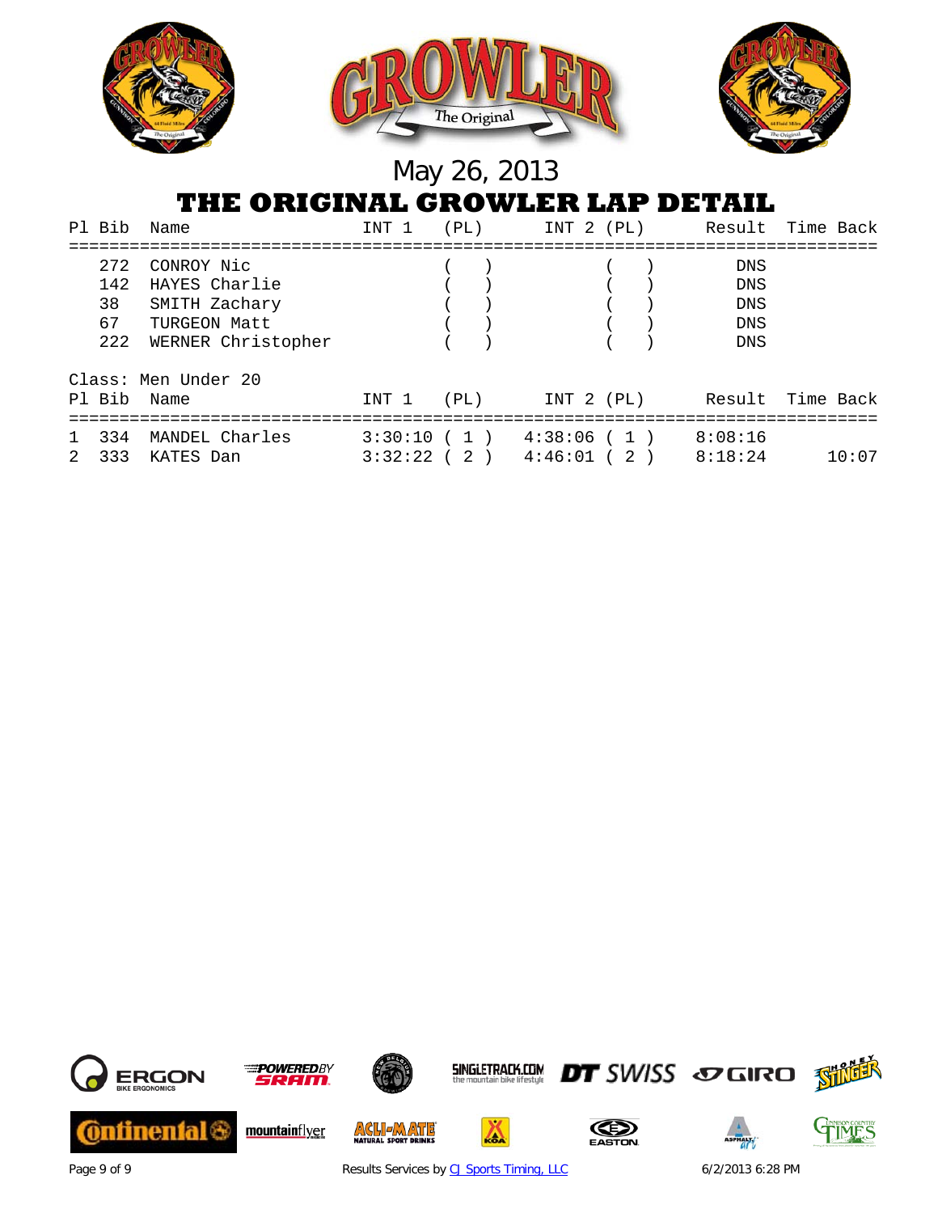May 26, 2013

# THE ORIGINAL GROWLER LAP DETAIL

| Pl | Bib | Name | INT 1 | (PL) | INT 2 | (PL) | Result | Time Back |
|---|---|---|---|---|---|---|---|---|
| | 272 | CONROY Nic | | ( ) | | ( ) | DNS | |
| | 142 | HAYES Charlie | | ( ) | | ( ) | DNS | |
| | 38 | SMITH Zachary | | ( ) | | ( ) | DNS | |
| | 67 | TURGEON Matt | | ( ) | | ( ) | DNS | |
| | 222 | WERNER Christopher | | ( ) | | ( ) | DNS | |

Class: Men Under 20

| Pl | Bib | Name | INT 1 | (PL) | INT 2 | (PL) | Result | Time Back |
|---|---|---|---|---|---|---|---|---|
| 1 | 334 | MANDEL Charles | 3:30:10 | ( 1 ) | 4:38:06 | ( 1 ) | 8:08:16 | |
| 2 | 333 | KATES Dan | 3:32:22 | ( 2 ) | 4:46:01 | ( 2 ) | 8:18:24 | 10:07 |

Results Services by CJ Sports Timing, LLC

6/2/2013 6:28 PM